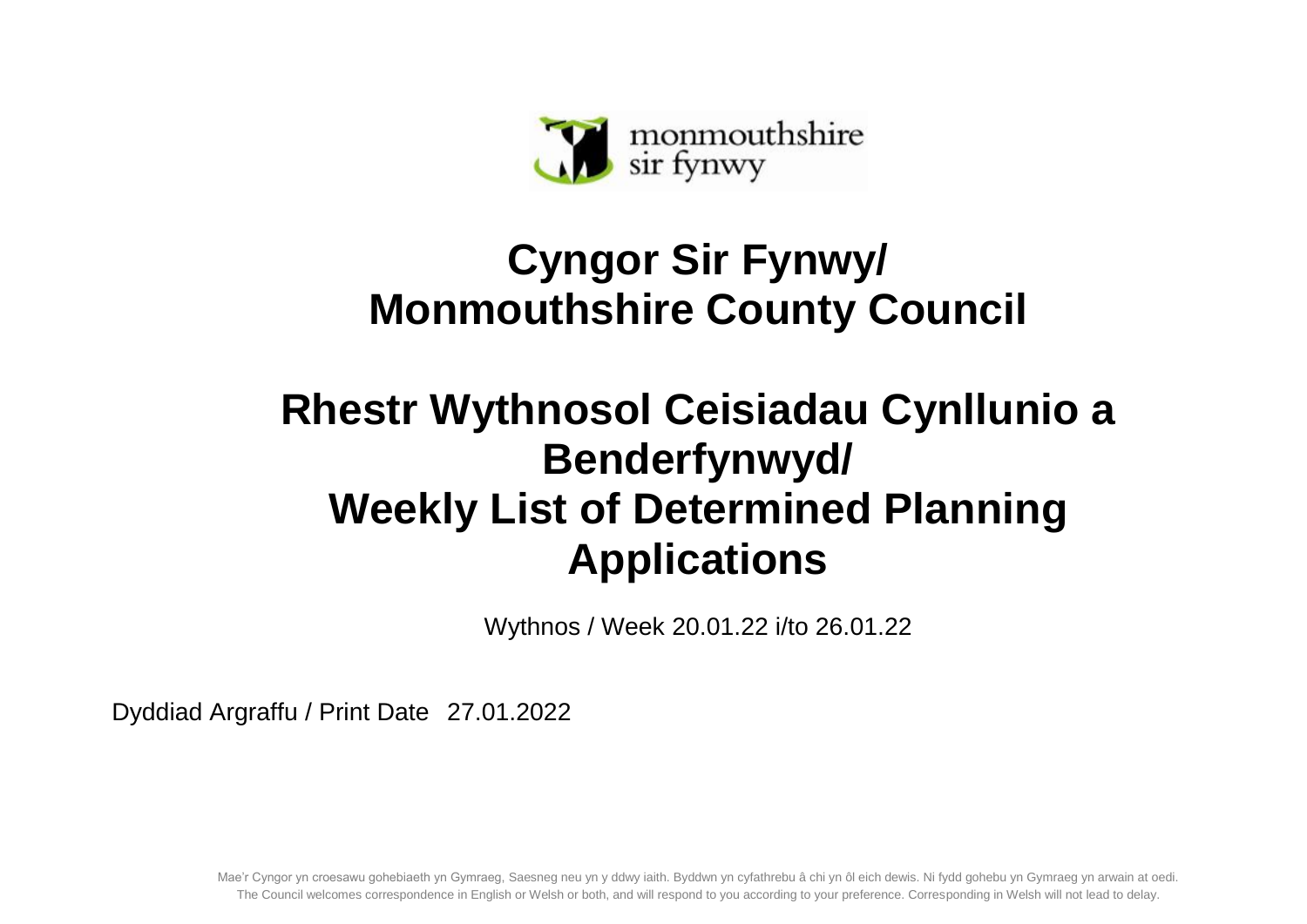monmouthshire
sir fynwy

# Cyngor Sir Fynwy/ Monmouthshire County Council

# Rhestr Wythnosol Ceisiadau Cynllunio a Benderfynwyd/ Weekly List of Determined Planning Applications

Wythnos / Week 20.01.22 i/to 26.01.22

Dyddiad Argraffu / Print Date 27.01.2022

Mae'r Cyngor yn croesawu gohebiaeth yn Gymraeg, Saesneg neu yn y ddwy iaith. Byddwn yn cyfathrebu â chi yn ôl eich dewis. Ni fydd gohebu yn Gymraeg yn arwain at oedi.
The Council welcomes correspondence in English or Welsh or both, and will respond to you according to your preference. Corresponding in Welsh will not lead to delay.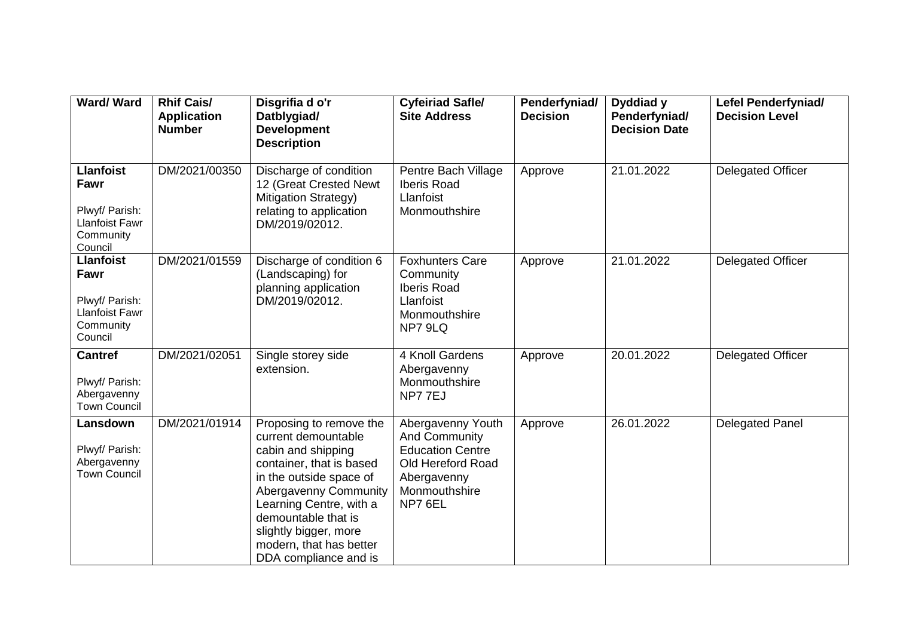| Ward/ Ward | Rhif Cais/ Application Number | Disgrifia d o'r Datblygiad/ Development Description | Cyfeiriad Safle/ Site Address | Penderfyniad/ Decision | Dyddiad y Penderfyniad/ Decision Date | Lefel Penderfyniad/ Decision Level |
|---|---|---|---|---|---|---|
| **Llanfoist Fawr** Plwyf/ Parish: Llanfoist Fawr Community Council | DM/2021/00350 | Discharge of condition 12 (Great Crested Newt Mitigation Strategy) relating to application DM/2019/02012. | Pentre Bach Village Iberis Road Llanfoist Monmouthshire | Approve | 21.01.2022 | Delegated Officer |
| **Llanfoist Fawr** Plwyf/ Parish: Llanfoist Fawr Community Council | DM/2021/01559 | Discharge of condition 6 (Landscaping) for planning application DM/2019/02012. | Foxhunters Care Community Iberis Road Llanfoist Monmouthshire NP7 9LQ | Approve | 21.01.2022 | Delegated Officer |
| **Cantref** Plwyf/ Parish: Abergavenny Town Council | DM/2021/02051 | Single storey side extension. | 4 Knoll Gardens Abergavenny Monmouthshire NP7 7EJ | Approve | 20.01.2022 | Delegated Officer |
| **Lansdown** Plwyf/ Parish: Abergavenny Town Council | DM/2021/01914 | Proposing to remove the current demountable cabin and shipping container, that is based in the outside space of Abergavenny Community Learning Centre, with a demountable that is slightly bigger, more modern, that has better DDA compliance and is | Abergavenny Youth And Community Education Centre Old Hereford Road Abergavenny Monmouthshire NP7 6EL | Approve | 26.01.2022 | Delegated Panel |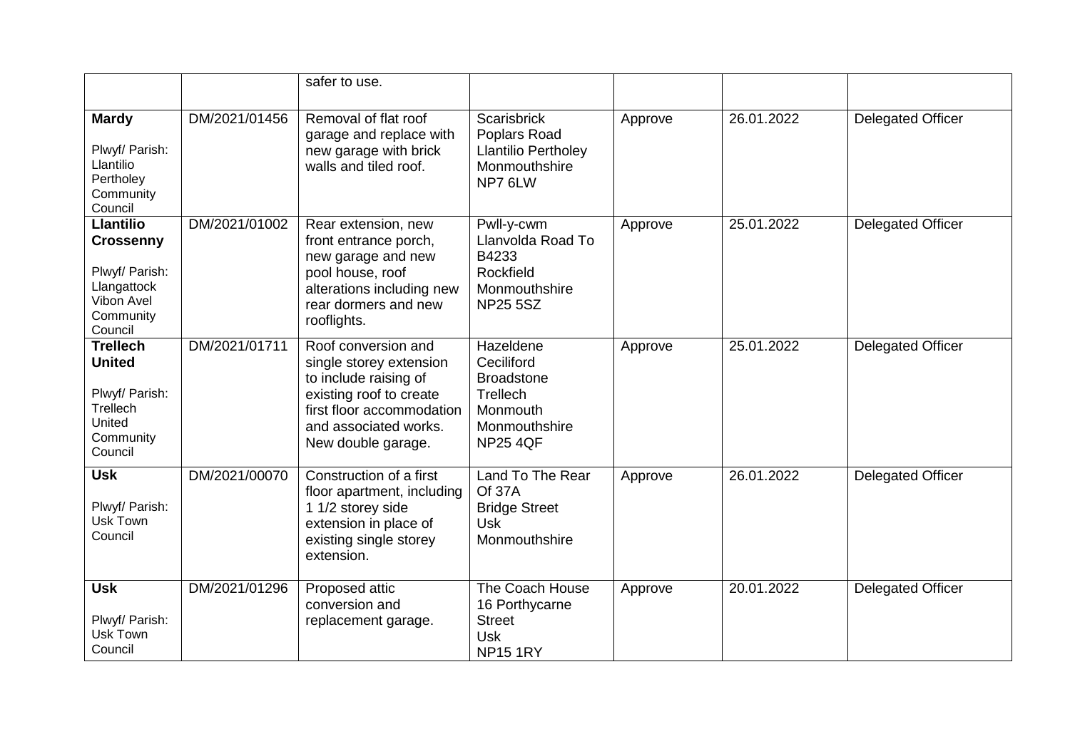| | | safer to use. | | | | |
|---|---|---|---|---|---|---|
| **Mardy**<br><br>Plwyf/ Parish: Llantilio Pertholey Community Council | DM/2021/01456 | Removal of flat roof garage and replace with new garage with brick walls and tiled roof. | Scarisbrick<br>Poplars Road<br>Llantilio Pertholey<br>Monmouthshire<br>NP7 6LW | Approve | 26.01.2022 | Delegated Officer |
| **Llantilio Crossenny**<br><br>Plwyf/ Parish: Llangattock Vibon Avel Community Council | DM/2021/01002 | Rear extension, new front entrance porch, new garage and new pool house, roof alterations including new rear dormers and new rooflights. | Pwll-y-cwm<br>Llanvolda Road To B4233<br>Rockfield<br>Monmouthshire<br>NP25 5SZ | Approve | 25.01.2022 | Delegated Officer |
| **Trellech United**<br><br>Plwyf/ Parish: Trellech United Community Council | DM/2021/01711 | Roof conversion and single storey extension to include raising of existing roof to create first floor accommodation and associated works. New double garage. | Hazeldene<br>Ceciliford<br>Broadstone<br>Trellech<br>Monmouth<br>Monmouthshire<br>NP25 4QF | Approve | 25.01.2022 | Delegated Officer |
| **Usk**<br><br>Plwyf/ Parish: Usk Town Council | DM/2021/00070 | Construction of a first floor apartment, including 1 1/2 storey side extension in place of existing single storey extension. | Land To The Rear Of 37A<br>Bridge Street<br>Usk<br>Monmouthshire | Approve | 26.01.2022 | Delegated Officer |
| **Usk**<br><br>Plwyf/ Parish: Usk Town Council | DM/2021/01296 | Proposed attic conversion and replacement garage. | The Coach House<br>16 Porthycarne Street<br>Usk<br>NP15 1RY | Approve | 20.01.2022 | Delegated Officer |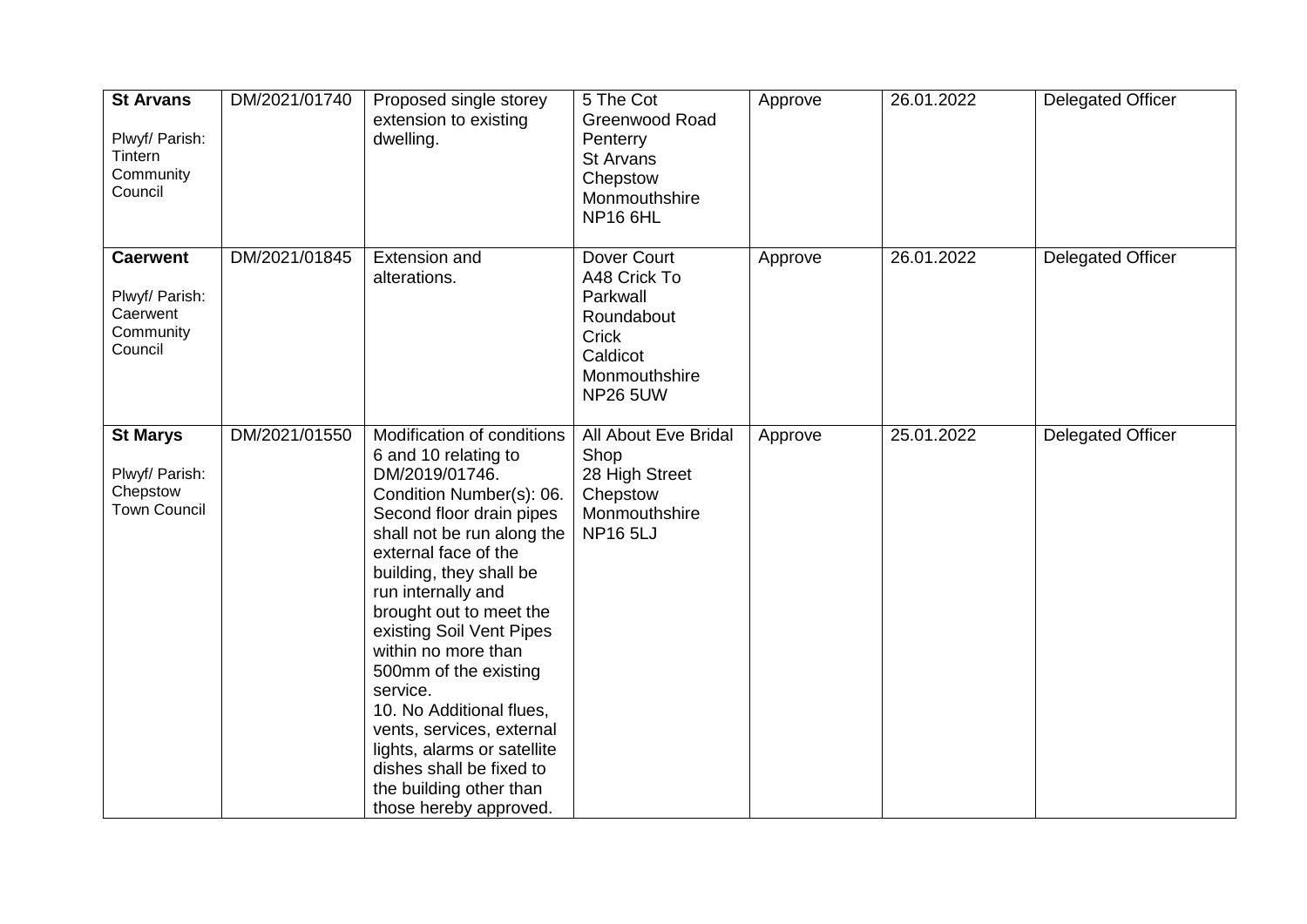| **St Arvans**<br><br>Plwyf/ Parish: Tintern Community Council | DM/2021/01740 | Proposed single storey extension to existing dwelling. | 5 The Cot<br>Greenwood Road<br>Penterry<br>St Arvans<br>Chepstow<br>Monmouthshire<br>NP16 6HL | Approve | 26.01.2022 | Delegated Officer |
|---|---|---|---|---|---|---|
| **Caerwent**<br><br>Plwyf/ Parish: Caerwent Community Council | DM/2021/01845 | Extension and alterations. | Dover Court<br>A48 Crick To Parkwall Roundabout<br>Crick<br>Caldicot<br>Monmouthshire<br>NP26 5UW | Approve | 26.01.2022 | Delegated Officer |
| **St Marys**<br><br>Plwyf/ Parish: Chepstow Town Council | DM/2021/01550 | Modification of conditions 6 and 10 relating to DM/2019/01746.<br>Condition Number(s): 06. Second floor drain pipes shall not be run along the external face of the building, they shall be run internally and brought out to meet the existing Soil Vent Pipes within no more than 500mm of the existing service.<br>10. No Additional flues, vents, services, external lights, alarms or satellite dishes shall be fixed to the building other than those hereby approved. | All About Eve Bridal Shop<br>28 High Street<br>Chepstow<br>Monmouthshire<br>NP16 5LJ | Approve | 25.01.2022 | Delegated Officer |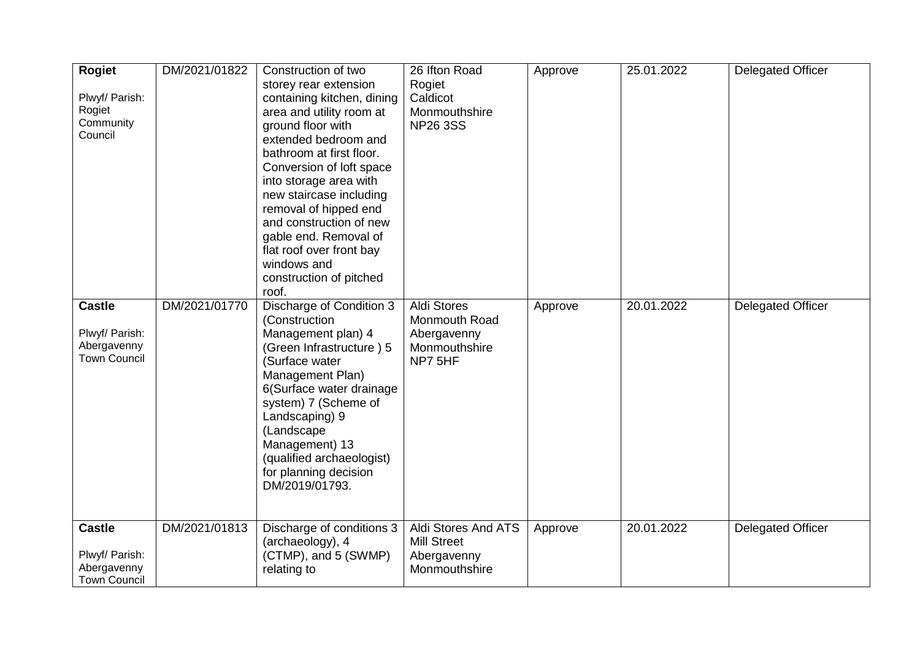| **Rogiet**<br><br>Plwyf/ Parish: Rogiet Community Council | DM/2021/01822 | Construction of two storey rear extension containing kitchen, dining area and utility room at ground floor with extended bedroom and bathroom at first floor. Conversion of loft space into storage area with new staircase including removal of hipped end and construction of new gable end. Removal of flat roof over front bay windows and construction of pitched roof. | 26 Ifton Road Rogiet Caldicot Monmouthshire NP26 3SS | Approve | 25.01.2022 | Delegated Officer |
|---|---|---|---|---|---|---|
| **Castle**<br><br>Plwyf/ Parish: Abergavenny Town Council | DM/2021/01770 | Discharge of Condition 3 (Construction Management plan) 4 (Green Infrastructure ) 5 (Surface water Management Plan) 6(Surface water drainage system) 7 (Scheme of Landscaping) 9 (Landscape Management) 13 (qualified archaeologist) for planning decision DM/2019/01793. | Aldi Stores Monmouth Road Abergavenny Monmouthshire NP7 5HF | Approve | 20.01.2022 | Delegated Officer |
| **Castle**<br><br>Plwyf/ Parish: Abergavenny Town Council | DM/2021/01813 | Discharge of conditions 3 (archaeology), 4 (CTMP), and 5 (SWMP) relating to | Aldi Stores And ATS Mill Street Abergavenny Monmouthshire | Approve | 20.01.2022 | Delegated Officer |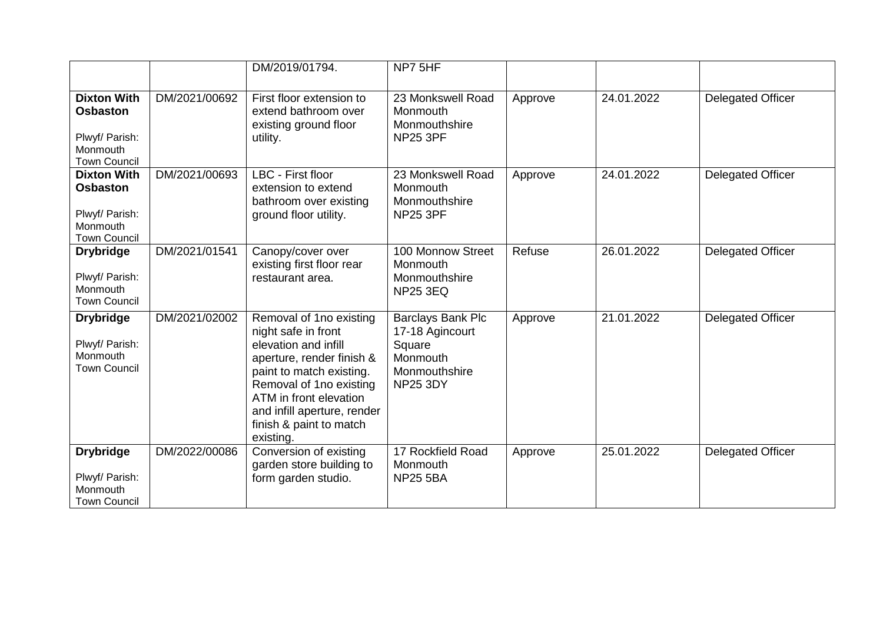| | | | | | | |
|---|---|---|---|---|---|---|
| | | DM/2019/01794. | NP7 5HF | | | |
| **Dixton With Osbaston**<br><br>Plwyf/ Parish: Monmouth Town Council | DM/2021/00692 | First floor extension to extend bathroom over existing ground floor utility. | 23 Monkswell Road Monmouth Monmouthshire NP25 3PF | Approve | 24.01.2022 | Delegated Officer |
| **Dixton With Osbaston**<br><br>Plwyf/ Parish: Monmouth Town Council | DM/2021/00693 | LBC - First floor extension to extend bathroom over existing ground floor utility. | 23 Monkswell Road Monmouth Monmouthshire NP25 3PF | Approve | 24.01.2022 | Delegated Officer |
| **Drybridge**<br><br>Plwyf/ Parish: Monmouth Town Council | DM/2021/01541 | Canopy/cover over existing first floor rear restaurant area. | 100 Monnow Street Monmouth Monmouthshire NP25 3EQ | Refuse | 26.01.2022 | Delegated Officer |
| **Drybridge**<br><br>Plwyf/ Parish: Monmouth Town Council | DM/2021/02002 | Removal of 1no existing night safe in front elevation and infill aperture, render finish & paint to match existing. Removal of 1no existing ATM in front elevation and infill aperture, render finish & paint to match existing. | Barclays Bank Plc 17-18 Agincourt Square Monmouth Monmouthshire NP25 3DY | Approve | 21.01.2022 | Delegated Officer |
| **Drybridge**<br><br>Plwyf/ Parish: Monmouth Town Council | DM/2022/00086 | Conversion of existing garden store building to form garden studio. | 17 Rockfield Road Monmouth NP25 5BA | Approve | 25.01.2022 | Delegated Officer |